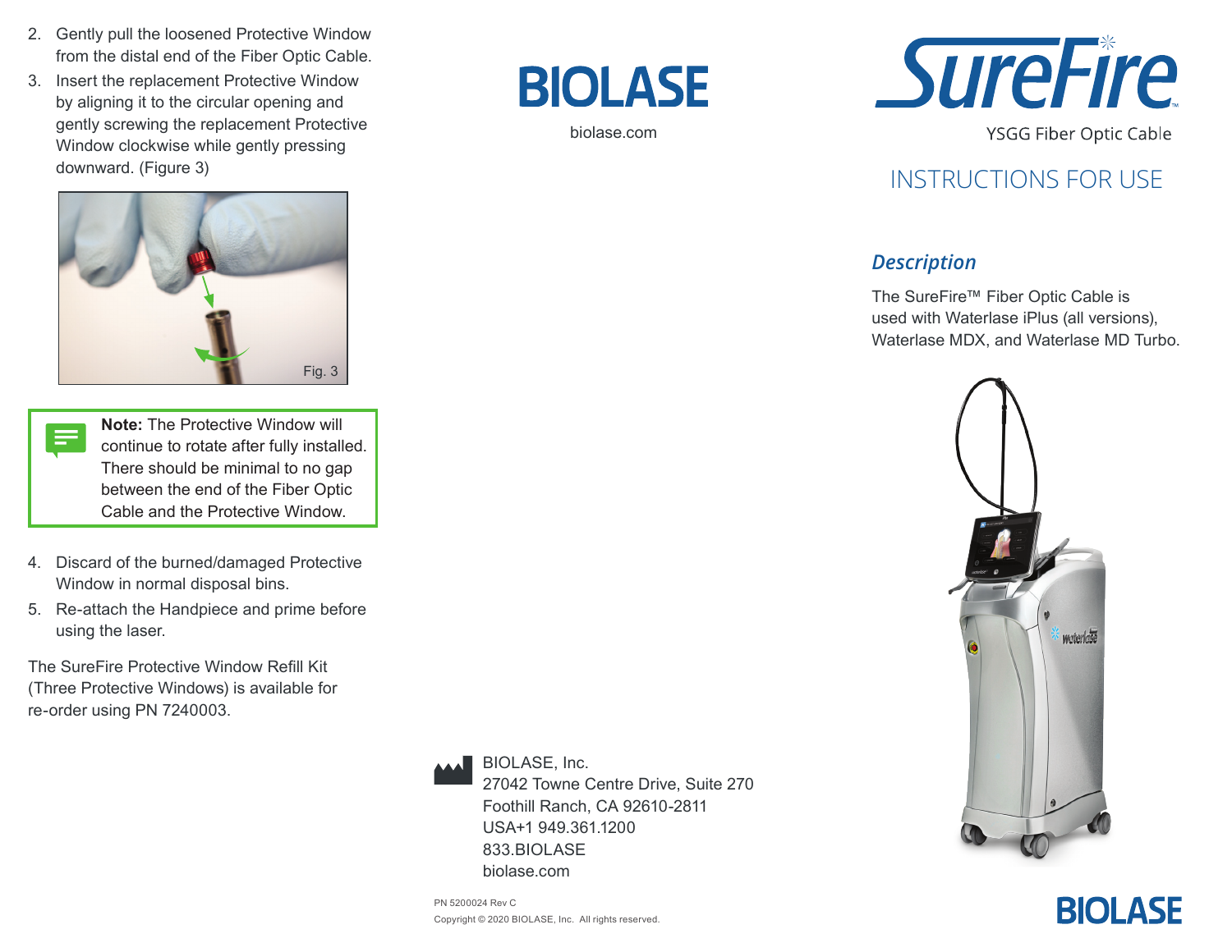2. Gently pull the loosened Protective Window from the distal end of the Fiber Optic Cable.
3. Insert the replacement Protective Window by aligning it to the circular opening and gently screwing the replacement Protective Window clockwise while gently pressing downward. (Figure 3)

Fig. 3

> **Note:** The Protective Window will continue to rotate after fully installed. There should be minimal to no gap between the end of the Fiber Optic Cable and the Protective Window.

4. Discard of the burned/damaged Protective Window in normal disposal bins.
5. Re-attach the Handpiece and prime before using the laser.

The SureFire Protective Window Refill Kit (Three Protective Windows) is available for re-order using PN 7240003.

BIOLASE

biolase.com

BIOLASE, Inc.
27042 Towne Centre Drive, Suite 270
Foothill Ranch, CA 92610-2811
USA+1 949.361.1200
833.BIOLASE
biolase.com

PN 5200024 Rev C
Copyright © 2020 BIOLASE, Inc. All rights reserved.

# SureFire™

YSGG Fiber Optic Cable

## INSTRUCTIONS FOR USE

### *Description*

The SureFire™ Fiber Optic Cable is used with Waterlase iPlus (all versions), Waterlase MDX, and Waterlase MD Turbo.

BIOLASE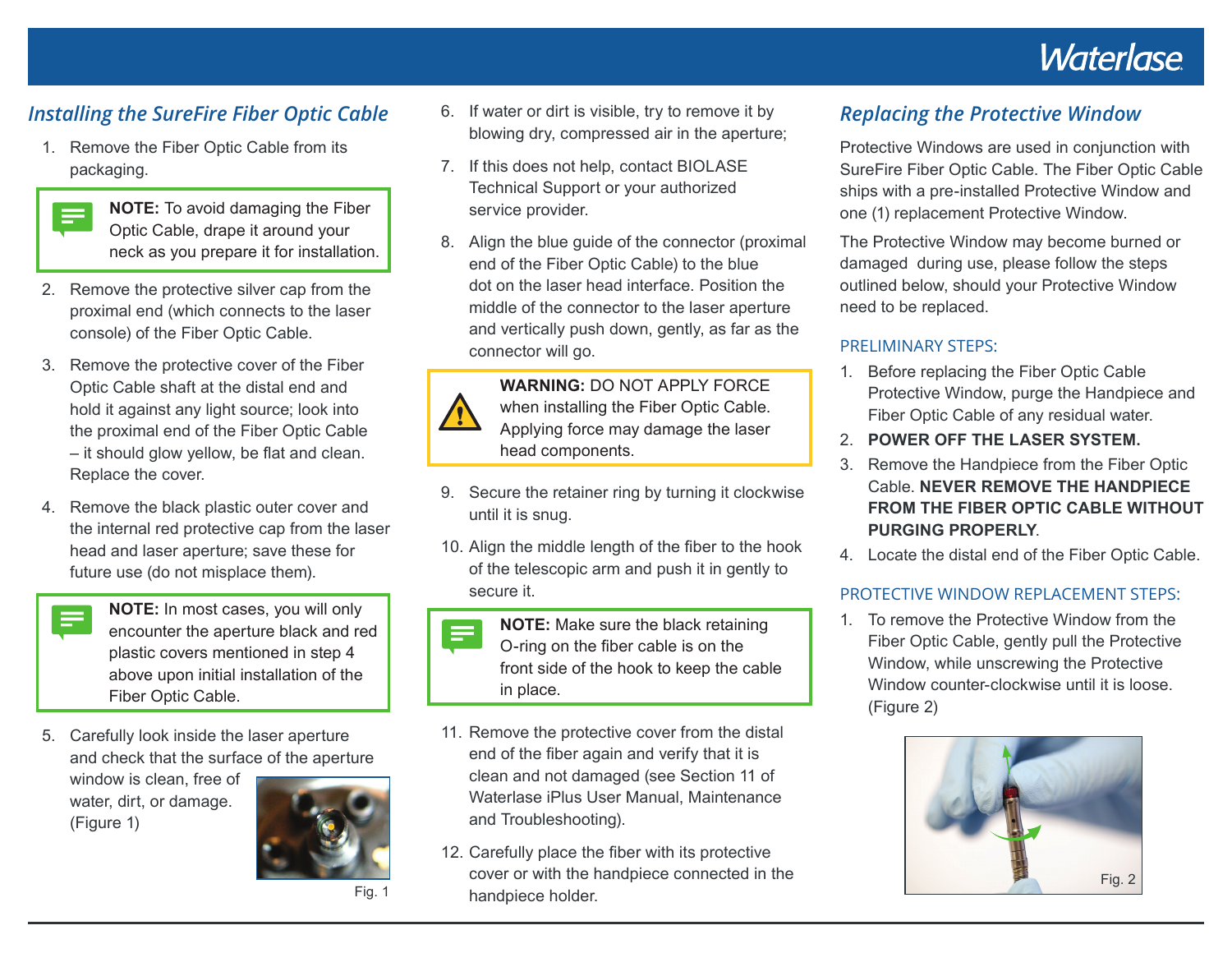## Installing the SureFire Fiber Optic Cable

1. Remove the Fiber Optic Cable from its packaging.

> **NOTE:** To avoid damaging the Fiber Optic Cable, drape it around your neck as you prepare it for installation.

2. Remove the protective silver cap from the proximal end (which connects to the laser console) of the Fiber Optic Cable.
3. Remove the protective cover of the Fiber Optic Cable shaft at the distal end and hold it against any light source; look into the proximal end of the Fiber Optic Cable – it should glow yellow, be flat and clean. Replace the cover.
4. Remove the black plastic outer cover and the internal red protective cap from the laser head and laser aperture; save these for future use (do not misplace them).

> **NOTE:** In most cases, you will only encounter the aperture black and red plastic covers mentioned in step 4 above upon initial installation of the Fiber Optic Cable.

5. Carefully look inside the laser aperture and check that the surface of the aperture window is clean, free of water, dirt, or damage. (Figure 1)

Fig. 1

6. If water or dirt is visible, try to remove it by blowing dry, compressed air in the aperture;
7. If this does not help, contact BIOLASE Technical Support or your authorized service provider.
8. Align the blue guide of the connector (proximal end of the Fiber Optic Cable) to the blue dot on the laser head interface. Position the middle of the connector to the laser aperture and vertically push down, gently, as far as the connector will go.

> **WARNING:** DO NOT APPLY FORCE when installing the Fiber Optic Cable. Applying force may damage the laser head components.

9. Secure the retainer ring by turning it clockwise until it is snug.
10. Align the middle length of the fiber to the hook of the telescopic arm and push it in gently to secure it.

> **NOTE:** Make sure the black retaining O-ring on the fiber cable is on the front side of the hook to keep the cable in place.

11. Remove the protective cover from the distal end of the fiber again and verify that it is clean and not damaged (see Section 11 of Waterlase iPlus User Manual, Maintenance and Troubleshooting).
12. Carefully place the fiber with its protective cover or with the handpiece connected in the handpiece holder.

## Replacing the Protective Window

Protective Windows are used in conjunction with SureFire Fiber Optic Cable. The Fiber Optic Cable ships with a pre-installed Protective Window and one (1) replacement Protective Window.

The Protective Window may become burned or damaged during use, please follow the steps outlined below, should your Protective Window need to be replaced.

### PRELIMINARY STEPS:

1. Before replacing the Fiber Optic Cable Protective Window, purge the Handpiece and Fiber Optic Cable of any residual water.
2. **POWER OFF THE LASER SYSTEM.**
3. Remove the Handpiece from the Fiber Optic Cable. **NEVER REMOVE THE HANDPIECE FROM THE FIBER OPTIC CABLE WITHOUT PURGING PROPERLY**.
4. Locate the distal end of the Fiber Optic Cable.

### PROTECTIVE WINDOW REPLACEMENT STEPS:

1. To remove the Protective Window from the Fiber Optic Cable, gently pull the Protective Window, while unscrewing the Protective Window counter-clockwise until it is loose. (Figure 2)

Fig. 2